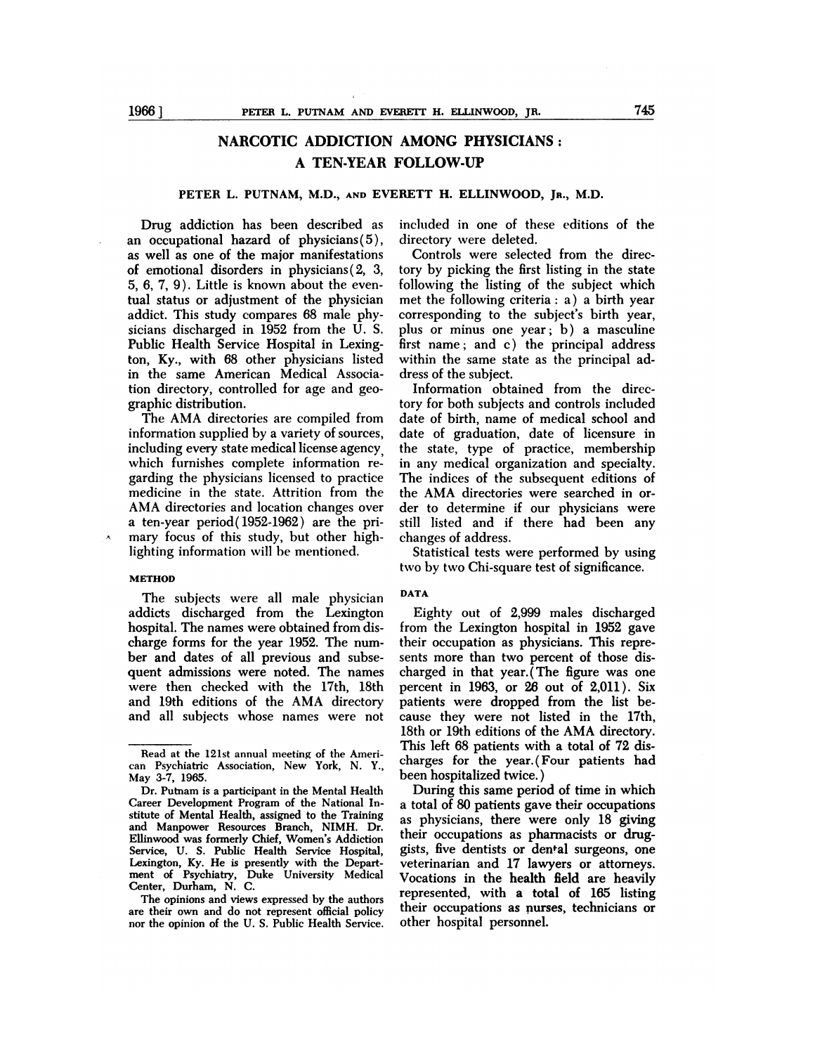# NARCOTIC ADDICTION AMONG PHYSICIANS: A TEN-YEAR FOLLOW-UP

PETER L. PUTNAM, M.D., AND EVERETT H. ELLINWOOD, JR., M.D.

Drug addiction has been described as an occupational hazard of physicians(5), as well as one of the major manifestations of emotional disorders in physicians(2, 3, 5, 6, 7, 9). Little is known about the eventual status or adjustment of the physician addict. This study compares 68 male physicians discharged in 1952 from the U. S. Public Health Service Hospital in Lexington, Ky., with 68 other physicians listed in the same American Medical Association directory, controlled for age and geographic distribution.

The AMA directories are compiled from information supplied by a variety of sources, including every state medical license agency, which furnishes complete information regarding the physicians licensed to practice medicine in the state. Attrition from the AMA directories and location changes over a ten-year period(1952-1962) are the primary focus of this study, but other highlighting information will be mentioned.

## METHOD

The subjects were all male physician addicts discharged from the Lexington hospital. The names were obtained from discharge forms for the year 1952. The number and dates of all previous and subsequent admissions were noted. The names were then checked with the 17th, 18th and 19th editions of the AMA directory and all subjects whose names were not included in one of these editions of the directory were deleted.

Controls were selected from the directory by picking the first listing in the state following the listing of the subject which met the following criteria: a) a birth year corresponding to the subject's birth year, plus or minus one year; b) a masculine first name; and c) the principal address within the same state as the principal address of the subject.

Information obtained from the directory for both subjects and controls included date of birth, name of medical school and date of graduation, date of licensure in the state, type of practice, membership in any medical organization and specialty. The indices of the subsequent editions of the AMA directories were searched in order to determine if our physicians were still listed and if there had been any changes of address.

Statistical tests were performed by using two by two Chi-square test of significance.

## DATA

Eighty out of 2,999 males discharged from the Lexington hospital in 1952 gave their occupation as physicians. This represents more than two percent of those discharged in that year.(The figure was one percent in 1963, or 26 out of 2,011). Six patients were dropped from the list because they were not listed in the 17th, 18th or 19th editions of the AMA directory. This left 68 patients with a total of 72 discharges for the year.(Four patients had been hospitalized twice.)

During this same period of time in which a total of 80 patients gave their occupations as physicians, there were only 18 giving their occupations as pharmacists or druggists, five dentists or dental surgeons, one veterinarian and 17 lawyers or attorneys. Vocations in the health field are heavily represented, with a total of 165 listing their occupations as nurses, technicians or other hospital personnel.

---

Read at the 121st annual meeting of the American Psychiatric Association, New York, N. Y., May 3-7, 1965.

Dr. Putnam is a participant in the Mental Health Career Development Program of the National Institute of Mental Health, assigned to the Training and Manpower Resources Branch, NIMH. Dr. Ellinwood was formerly Chief, Women's Addiction Service, U. S. Public Health Service Hospital, Lexington, Ky. He is presently with the Department of Psychiatry, Duke University Medical Center, Durham, N. C.

The opinions and views expressed by the authors are their own and do not represent official policy nor the opinion of the U. S. Public Health Service.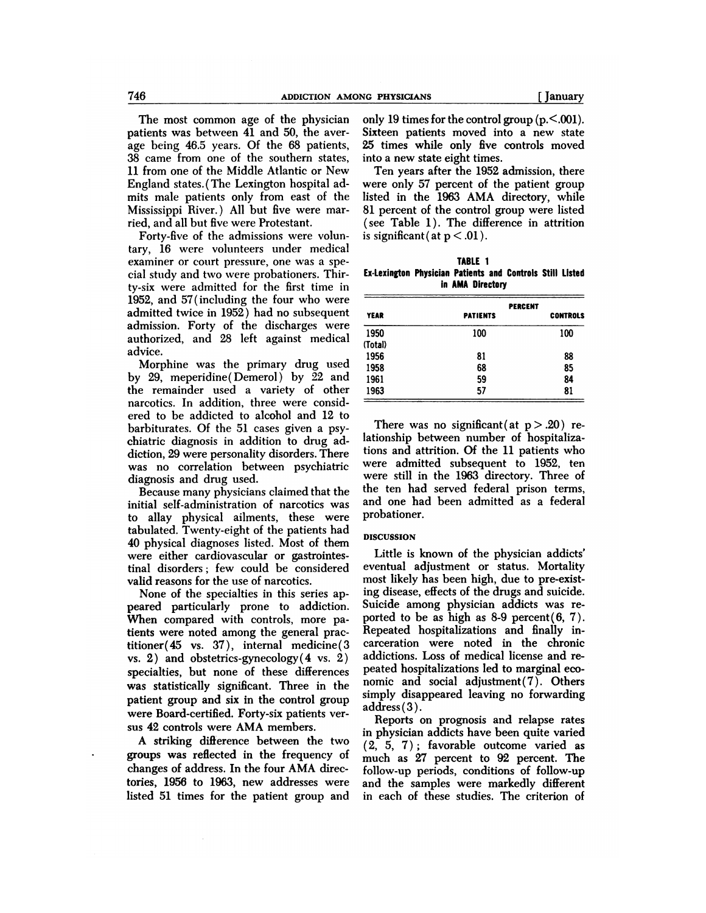The most common age of the physician patients was between 41 and 50, the average being 46.5 years. Of the 68 patients, 38 came from one of the southern states, 11 from one of the Middle Atlantic or New England states. (The Lexington hospital admits male patients only from east of the Mississippi River.) All but five were married, and all but five were Protestant.

Forty-five of the admissions were voluntary, 16 were volunteers under medical examiner or court pressure, one was a special study and two were probationers. Thirty-six were admitted for the first time in 1952, and 57 (including the four who were admitted twice in 1952) had no subsequent admission. Forty of the discharges were authorized, and 28 left against medical advice.

Morphine was the primary drug used by 29, meperidine (Demerol) by 22 and the remainder used a variety of other narcotics. In addition, three were considered to be addicted to alcohol and 12 to barbiturates. Of the 51 cases given a psychiatric diagnosis in addition to drug addiction, 29 were personality disorders. There was no correlation between psychiatric diagnosis and drug used.

Because many physicians claimed that the initial self-administration of narcotics was to allay physical ailments, these were tabulated. Twenty-eight of the patients had 40 physical diagnoses listed. Most of them were either cardiovascular or gastrointestinal disorders; few could be considered valid reasons for the use of narcotics.

None of the specialties in this series appeared particularly prone to addiction. When compared with controls, more patients were noted among the general practitioner (45 vs. 37), internal medicine (3 vs. 2) and obstetrics-gynecology (4 vs. 2) specialties, but none of these differences was statistically significant. Three in the patient group and six in the control group were Board-certified. Forty-six patients versus 42 controls were AMA members.

A striking difference between the two groups was reflected in the frequency of changes of address. In the four AMA directories, 1956 to 1963, new addresses were listed 51 times for the patient group and only 19 times for the control group ($p < .001$). Sixteen patients moved into a new state 25 times while only five controls moved into a new state eight times.

Ten years after the 1952 admission, there were only 57 percent of the patient group listed in the 1963 AMA directory, while 81 percent of the control group were listed (see Table 1). The difference in attrition is significant (at $p < .01$).

**TABLE 1**
**Ex-Lexington Physician Patients and Controls Still Listed in AMA Directory**

| YEAR | PERCENT PATIENTS | PERCENT CONTROLS |
|---|---|---|
| 1950 (Total) | 100 | 100 |
| 1956 | 81 | 88 |
| 1958 | 68 | 85 |
| 1961 | 59 | 84 |
| 1963 | 57 | 81 |

There was no significant (at $p > .20$) relationship between number of hospitalizations and attrition. Of the 11 patients who were admitted subsequent to 1952, ten were still in the 1963 directory. Three of the ten had served federal prison terms, and one had been admitted as a federal probationer.

## DISCUSSION

Little is known of the physician addicts' eventual adjustment or status. Mortality most likely has been high, due to pre-existing disease, effects of the drugs and suicide. Suicide among physician addicts was reported to be as high as 8-9 percent (6, 7). Repeated hospitalizations and finally incarceration were noted in the chronic addictions. Loss of medical license and repeated hospitalizations led to marginal economic and social adjustment (7). Others simply disappeared leaving no forwarding address (3).

Reports on prognosis and relapse rates in physician addicts have been quite varied (2, 5, 7); favorable outcome varied as much as 27 percent to 92 percent. The follow-up periods, conditions of follow-up and the samples were markedly different in each of these studies. The criterion of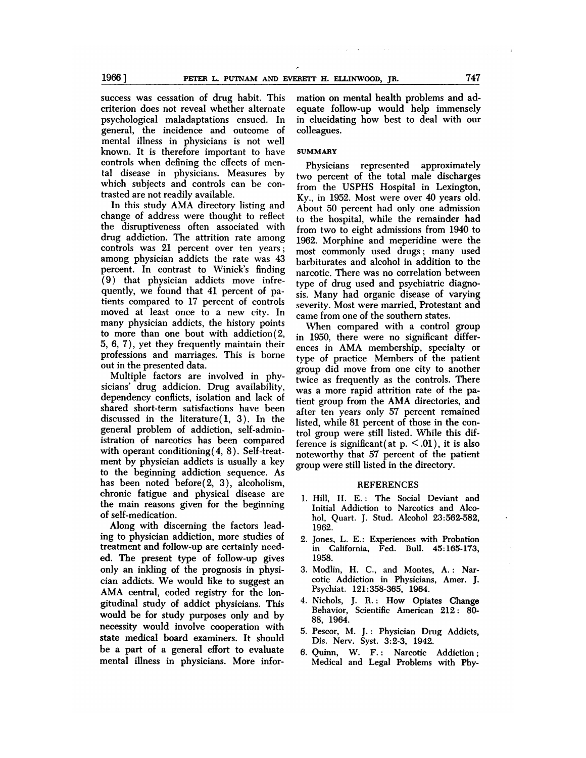success was cessation of drug habit. This criterion does not reveal whether alternate psychological maladaptations ensued. In general, the incidence and outcome of mental illness in physicians is not well known. It is therefore important to have controls when defining the effects of mental disease in physicians. Measures by which subjects and controls can be contrasted are not readily available.

In this study AMA directory listing and change of address were thought to reflect the disruptiveness often associated with drug addiction. The attrition rate among controls was 21 percent over ten years; among physician addicts the rate was 43 percent. In contrast to Winick's finding (9) that physician addicts move infrequently, we found that 41 percent of patients compared to 17 percent of controls moved at least once to a new city. In many physician addicts, the history points to more than one bout with addiction(2, 5, 6, 7), yet they frequently maintain their professions and marriages. This is borne out in the presented data.

Multiple factors are involved in physicians' drug addicion. Drug availability, dependency conflicts, isolation and lack of shared short-term satisfactions have been discussed in the literature(1, 3). In the general problem of addiction, self-administration of narcotics has been compared with operant conditioning(4, 8). Self-treatment by physician addicts is usually a key to the beginning addiction sequence. As has been noted before(2, 3), alcoholism, chronic fatigue and physical disease are the main reasons given for the beginning of self-medication.

Along with discerning the factors leading to physician addiction, more studies of treatment and follow-up are certainly needed. The present type of follow-up gives only an inkling of the prognosis in physician addicts. We would like to suggest an AMA central, coded registry for the longitudinal study of addict physicians. This would be for study purposes only and by necessity would involve cooperation with state medical board examiners. It should be a part of a general effort to evaluate mental illness in physicians. More information on mental health problems and adequate follow-up would help immensely in elucidating how best to deal with our colleagues.

## SUMMARY

Physicians represented approximately two percent of the total male discharges from the USPHS Hospital in Lexington, Ky., in 1952. Most were over 40 years old. About 50 percent had only one admission to the hospital, while the remainder had from two to eight admissions from 1940 to 1962. Morphine and meperidine were the most commonly used drugs; many used barbiturates and alcohol in addition to the narcotic. There was no correlation between type of drug used and psychiatric diagnosis. Many had organic disease of varying severity. Most were married, Protestant and came from one of the southern states.

When compared with a control group in 1950, there were no significant differences in AMA membership, specialty or type of practice Members of the patient group did move from one city to another twice as frequently as the controls. There was a more rapid attrition rate of the patient group from the AMA directories, and after ten years only 57 percent remained listed, while 81 percent of those in the control group were still listed. While this difference is significant(at $p. < .01$), it is also noteworthy that 57 percent of the patient group were still listed in the directory.

## REFERENCES

1. Hill, H. E.: The Social Deviant and Initial Addiction to Narcotics and Alcohol, Quart. J. Stud. Alcohol 23:562-582, 1962.
2. Jones, L. E.: Experiences with Probation in California, Fed. Bull. 45:165-173, 1958.
3. Modlin, H. C., and Montes, A.: Narcotic Addiction in Physicians, Amer. J. Psychiat. 121:358-365, 1964.
4. Nichols, J. R.: How Opiates Change Behavior, Scientific American 212: 80-88, 1964.
5. Pescor, M. J.: Physician Drug Addicts, Dis. Nerv. Syst. 3:2-3, 1942.
6. Quinn, W. F.: Narcotic Addiction; Medical and Legal Problems with Phy-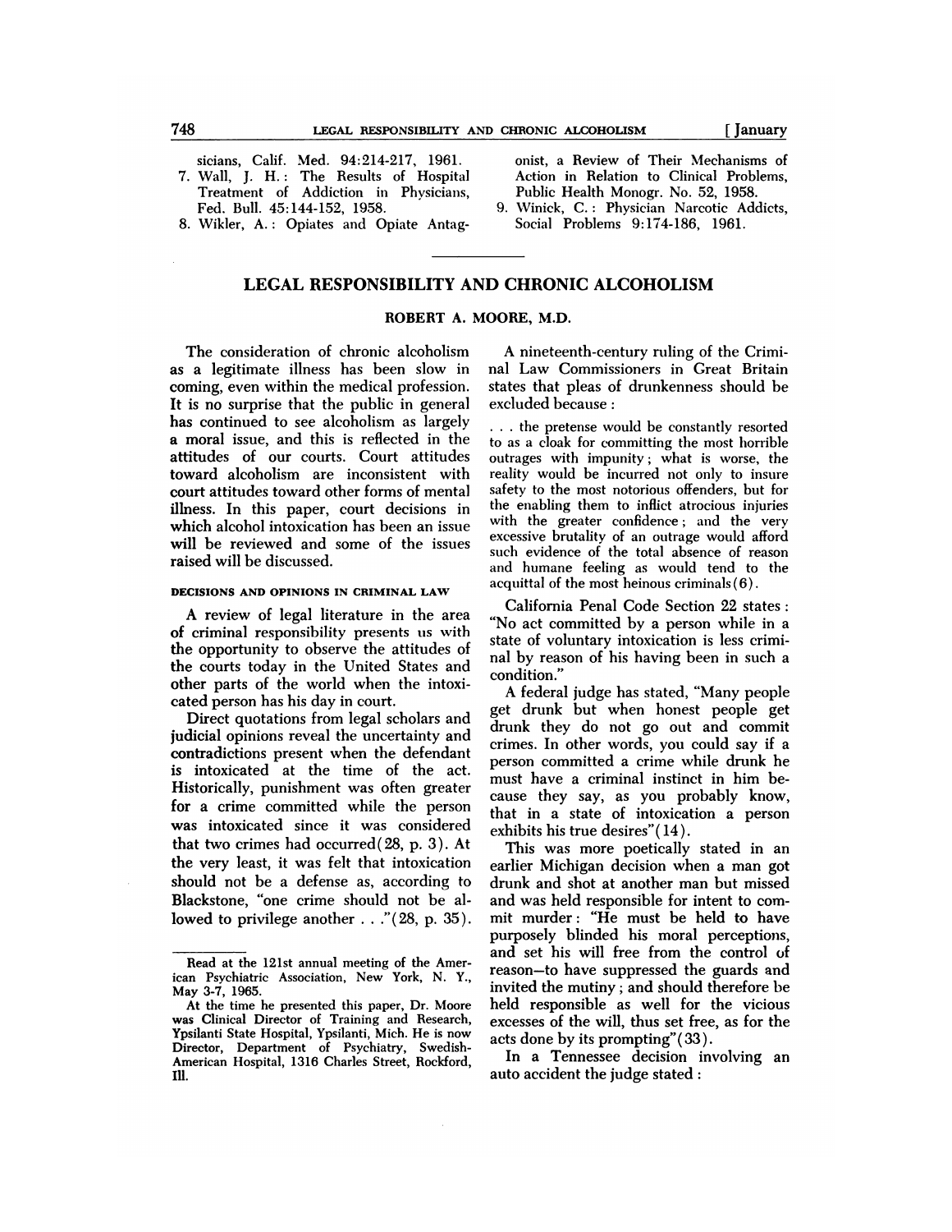sicians, Calif. Med. 94:214-217, 1961.

7. Wall, J. H.: The Results of Hospital Treatment of Addiction in Physicians, Fed. Bull. 45:144-152, 1958.
8. Wikler, A.: Opiates and Opiate Antagonist, a Review of Their Mechanisms of Action in Relation to Clinical Problems, Public Health Monogr. No. 52, 1958.
9. Winick, C.: Physician Narcotic Addicts, Social Problems 9:174-186, 1961.

---

# LEGAL RESPONSIBILITY AND CHRONIC ALCOHOLISM

**ROBERT A. MOORE, M.D.**

The consideration of chronic alcoholism as a legitimate illness has been slow in coming, even within the medical profession. It is no surprise that the public in general has continued to see alcoholism as largely a moral issue, and this is reflected in the attitudes of our courts. Court attitudes toward alcoholism are inconsistent with court attitudes toward other forms of mental illness. In this paper, court decisions in which alcohol intoxication has been an issue will be reviewed and some of the issues raised will be discussed.

## DECISIONS AND OPINIONS IN CRIMINAL LAW

A review of legal literature in the area of criminal responsibility presents us with the opportunity to observe the attitudes of the courts today in the United States and other parts of the world when the intoxicated person has his day in court.

Direct quotations from legal scholars and judicial opinions reveal the uncertainty and contradictions present when the defendant is intoxicated at the time of the act. Historically, punishment was often greater for a crime committed while the person was intoxicated since it was considered that two crimes had occurred(28, p. 3). At the very least, it was felt that intoxication should not be a defense as, according to Blackstone, "one crime should not be allowed to privilege another . . ."(28, p. 35).

A nineteenth-century ruling of the Criminal Law Commissioners in Great Britain states that pleas of drunkenness should be excluded because:

> . . . the pretense would be constantly resorted to as a cloak for committing the most horrible outrages with impunity; what is worse, the reality would be incurred not only to insure safety to the most notorious offenders, but for the enabling them to inflict atrocious injuries with the greater confidence; and the very excessive brutality of an outrage would afford such evidence of the total absence of reason and humane feeling as would tend to the acquittal of the most heinous criminals(6).

California Penal Code Section 22 states: "No act committed by a person while in a state of voluntary intoxication is less criminal by reason of his having been in such a condition."

A federal judge has stated, "Many people get drunk but when honest people get drunk they do not go out and commit crimes. In other words, you could say if a person committed a crime while drunk he must have a criminal instinct in him because they say, as you probably know, that in a state of intoxication a person exhibits his true desires"(14).

This was more poetically stated in an earlier Michigan decision when a man got drunk and shot at another man but missed and was held responsible for intent to commit murder: "He must be held to have purposely blinded his moral perceptions, and set his will free from the control of reason—to have suppressed the guards and invited the mutiny; and should therefore be held responsible as well for the vicious excesses of the will, thus set free, as for the acts done by its prompting"(33).

In a Tennessee decision involving an auto accident the judge stated:

---

Read at the 121st annual meeting of the American Psychiatric Association, New York, N. Y., May 3-7, 1965.

At the time he presented this paper, Dr. Moore was Clinical Director of Training and Research, Ypsilanti State Hospital, Ypsilanti, Mich. He is now Director, Department of Psychiatry, Swedish-American Hospital, 1316 Charles Street, Rockford, Ill.